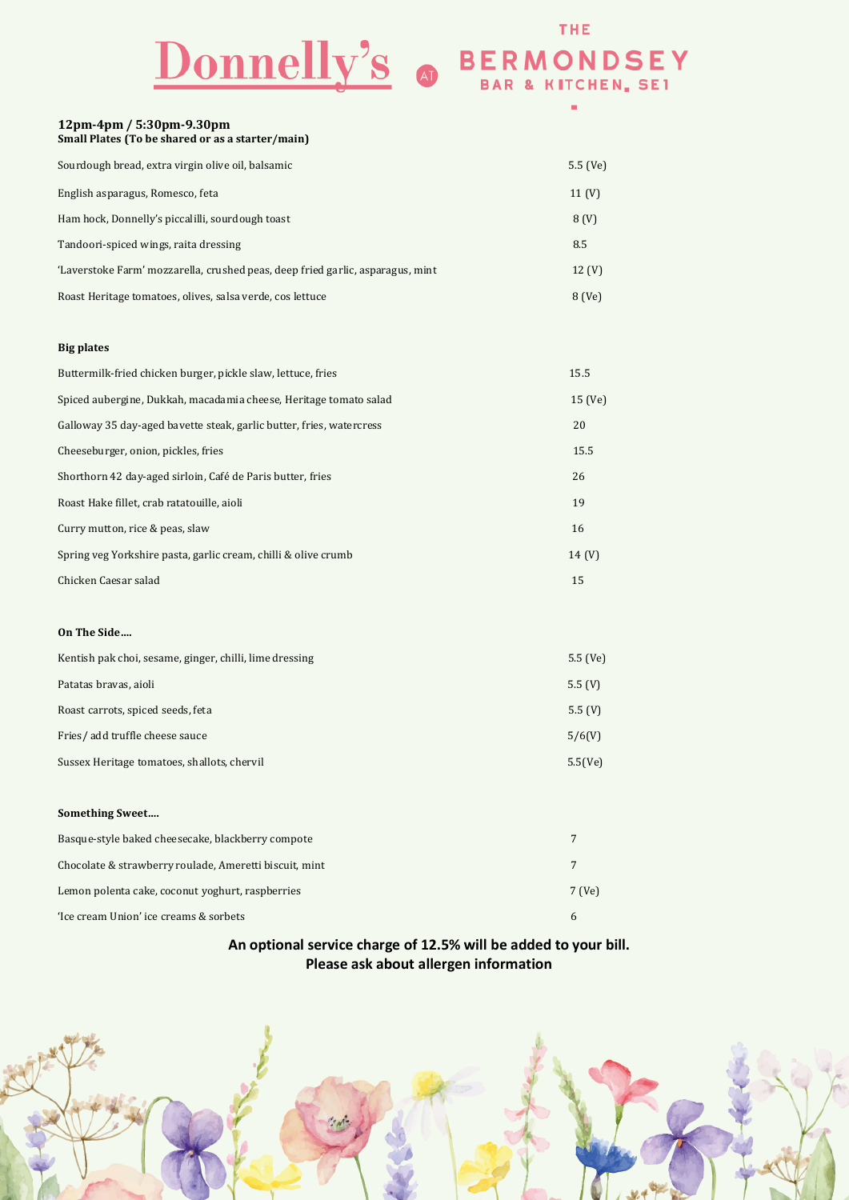# Donnelly's AT THE BERMONDSEY BAR & KITCHEN, SE1

**12pm-4pm / 5:30pm-9.30pm**
**Small Plates (To be shared or as a starter/main)**

| | |
|---|---|
| Sourdough bread, extra virgin olive oil, balsamic | 5.5 (Ve) |
| English asparagus, Romesco, feta | 11 (V) |
| Ham hock, Donnelly's piccalilli, sourdough toast | 8 (V) |
| Tandoori-spiced wings, raita dressing | 8.5 |
| 'Laverstoke Farm' mozzarella, crushed peas, deep fried garlic, asparagus, mint | 12 (V) |
| Roast Heritage tomatoes, olives, salsa verde, cos lettuce | 8 (Ve) |

**Big plates**

| | |
|---|---|
| Buttermilk-fried chicken burger, pickle slaw, lettuce, fries | 15.5 |
| Spiced aubergine, Dukkah, macadamia cheese, Heritage tomato salad | 15 (Ve) |
| Galloway 35 day-aged bavette steak, garlic butter, fries, watercress | 20 |
| Cheeseburger, onion, pickles, fries | 15.5 |
| Shorthorn 42 day-aged sirloin, Café de Paris butter, fries | 26 |
| Roast Hake fillet, crab ratatouille, aioli | 19 |
| Curry mutton, rice & peas, slaw | 16 |
| Spring veg Yorkshire pasta, garlic cream, chilli & olive crumb | 14 (V) |
| Chicken Caesar salad | 15 |

**On The Side….**

| | |
|---|---|
| Kentish pak choi, sesame, ginger, chilli, lime dressing | 5.5 (Ve) |
| Patatas bravas, aioli | 5.5 (V) |
| Roast carrots, spiced seeds, feta | 5.5 (V) |
| Fries / add truffle cheese sauce | 5/6(V) |
| Sussex Heritage tomatoes, shallots, chervil | 5.5(Ve) |

**Something Sweet….**

| | |
|---|---|
| Basque-style baked cheesecake, blackberry compote | 7 |
| Chocolate & strawberry roulade, Ameretti biscuit, mint | 7 |
| Lemon polenta cake, coconut yoghurt, raspberries | 7 (Ve) |
| 'Ice cream Union' ice creams & sorbets | 6 |

**An optional service charge of 12.5% will be added to your bill.**
**Please ask about allergen information**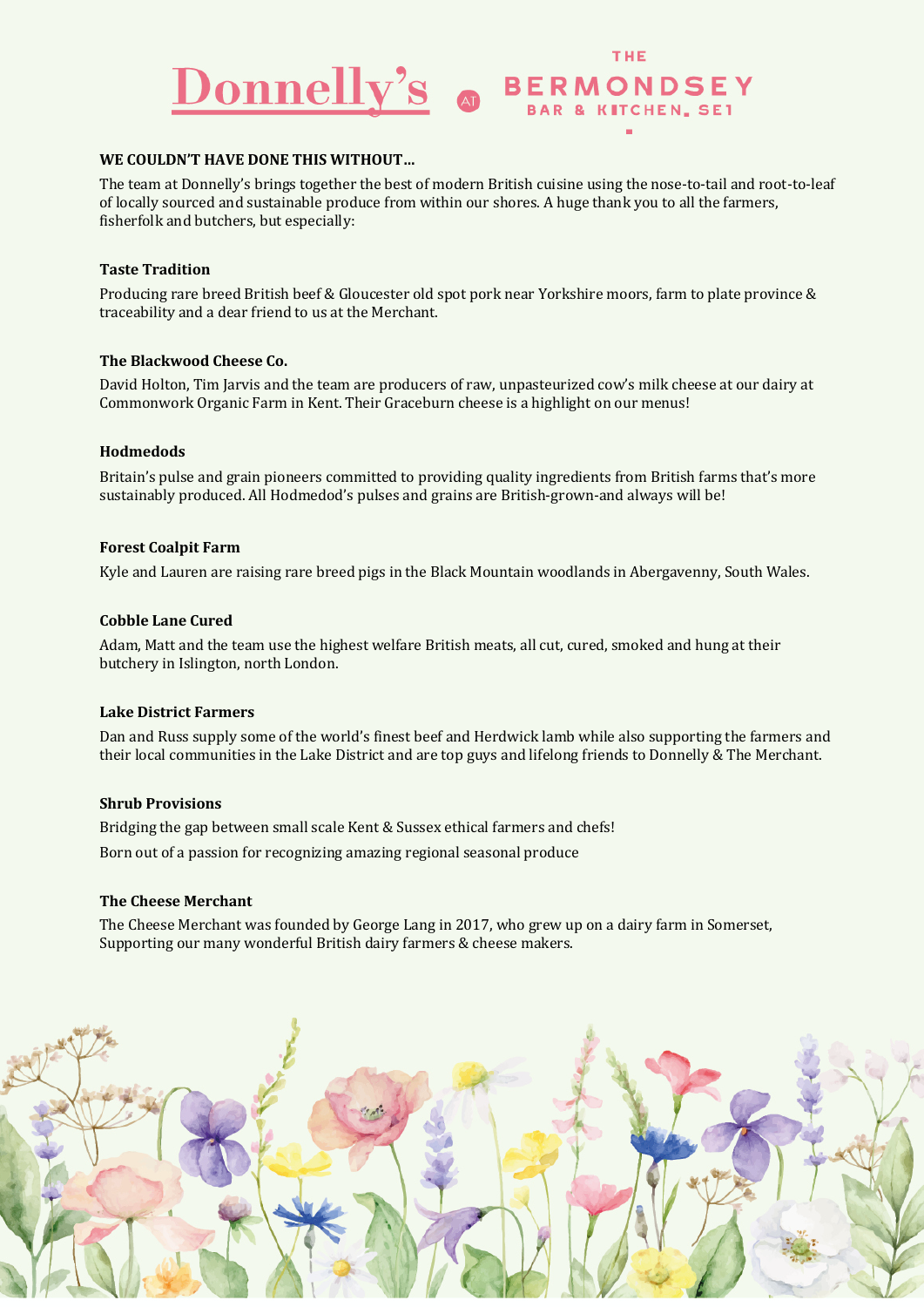# Donnelly's AT THE BERMONDSEY BAR & KITCHEN, SE1

**WE COULDN'T HAVE DONE THIS WITHOUT...**

The team at Donnelly's brings together the best of modern British cuisine using the nose-to-tail and root-to-leaf of locally sourced and sustainable produce from within our shores. A huge thank you to all the farmers, fisherfolk and butchers, but especially:

### Taste Tradition

Producing rare breed British beef & Gloucester old spot pork near Yorkshire moors, farm to plate province & traceability and a dear friend to us at the Merchant.

### The Blackwood Cheese Co.

David Holton, Tim Jarvis and the team are producers of raw, unpasteurized cow's milk cheese at our dairy at Commonwork Organic Farm in Kent. Their Graceburn cheese is a highlight on our menus!

### Hodmedods

Britain's pulse and grain pioneers committed to providing quality ingredients from British farms that's more sustainably produced. All Hodmedod's pulses and grains are British-grown-and always will be!

### Forest Coalpit Farm

Kyle and Lauren are raising rare breed pigs in the Black Mountain woodlands in Abergavenny, South Wales.

### Cobble Lane Cured

Adam, Matt and the team use the highest welfare British meats, all cut, cured, smoked and hung at their butchery in Islington, north London.

### Lake District Farmers

Dan and Russ supply some of the world's finest beef and Herdwick lamb while also supporting the farmers and their local communities in the Lake District and are top guys and lifelong friends to Donnelly & The Merchant.

### Shrub Provisions

Bridging the gap between small scale Kent & Sussex ethical farmers and chefs!

Born out of a passion for recognizing amazing regional seasonal produce

### The Cheese Merchant

The Cheese Merchant was founded by George Lang in 2017, who grew up on a dairy farm in Somerset, Supporting our many wonderful British dairy farmers & cheese makers.